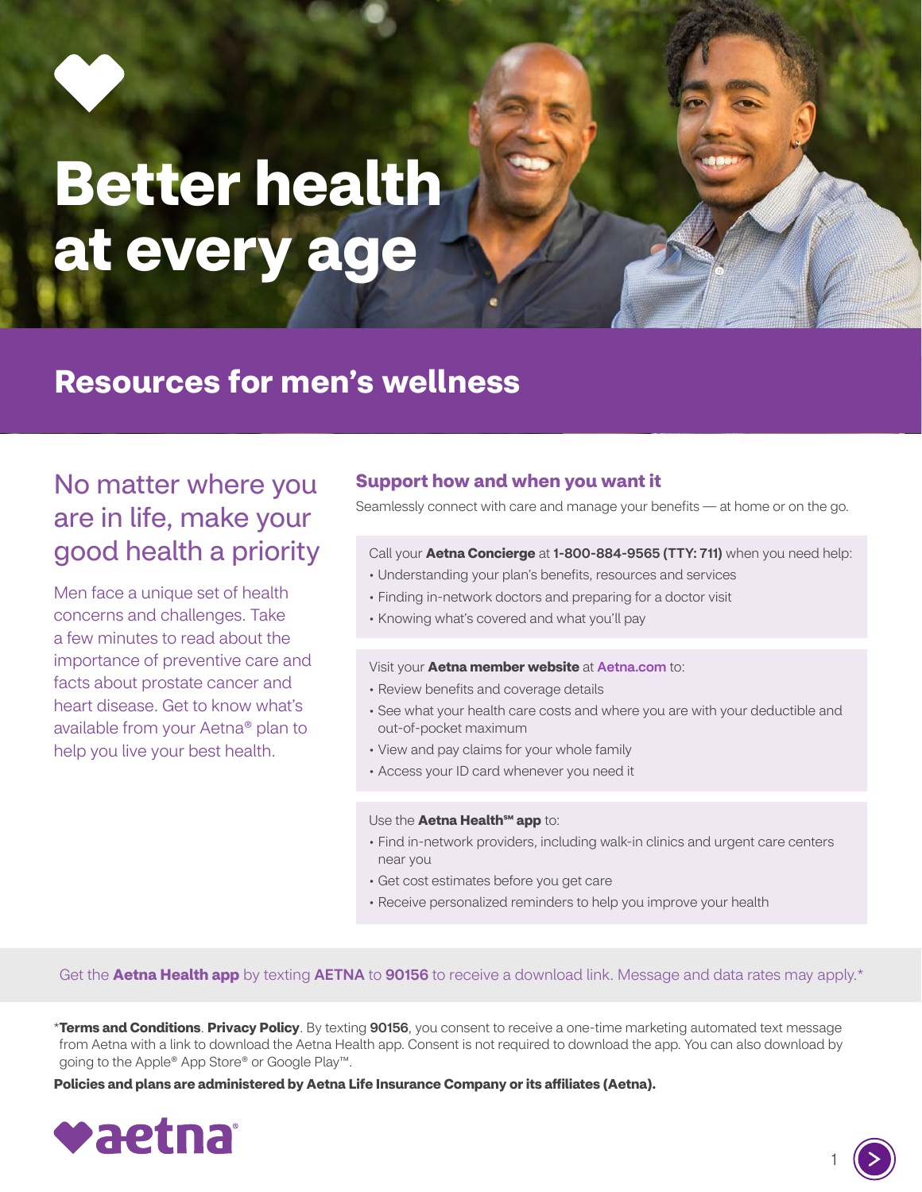# Better health at every age

## Resources for men's wellness

### No matter where you are in life, make your good health a priority

Men face a unique set of health concerns and challenges. Take a few minutes to read about the importance of preventive care and facts about prostate cancer and heart disease. Get to know what's available from your Aetna® plan to help you live your best health.

### Support how and when you want it

Seamlessly connect with care and manage your benefits — at home or on the go.

Call your **Aetna Concierge** at **1-800-884-9565 (TTY: 711)** when you need help:

- Understanding your plan's benefits, resources and services
- Finding in-network doctors and preparing for a doctor visit
- Knowing what's covered and what you'll pay

Visit your **Aetna member website** at Aetna.com to:

- Review benefits and coverage details
- See what your health care costs and where you are with your deductible and out-of-pocket maximum
- View and pay claims for your whole family
- Access your ID card whenever you need it

Use the **Aetna Health℠ app** to:

- Find in-network providers, including walk-in clinics and urgent care centers near you
- Get cost estimates before you get care
- Receive personalized reminders to help you improve your health

Get the **Aetna Health app** by texting **AETNA** to **90156** to receive a download link. Message and data rates may apply.*

*__Terms and Conditions__. **Privacy Policy**. By texting **90156**, you consent to receive a one-time marketing automated text message from Aetna with a link to download the Aetna Health app. Consent is not required to download the app. You can also download by going to the Apple® App Store® or Google Play™.

**Policies and plans are administered by Aetna Life Insurance Company or its affiliates (Aetna).**

aetna®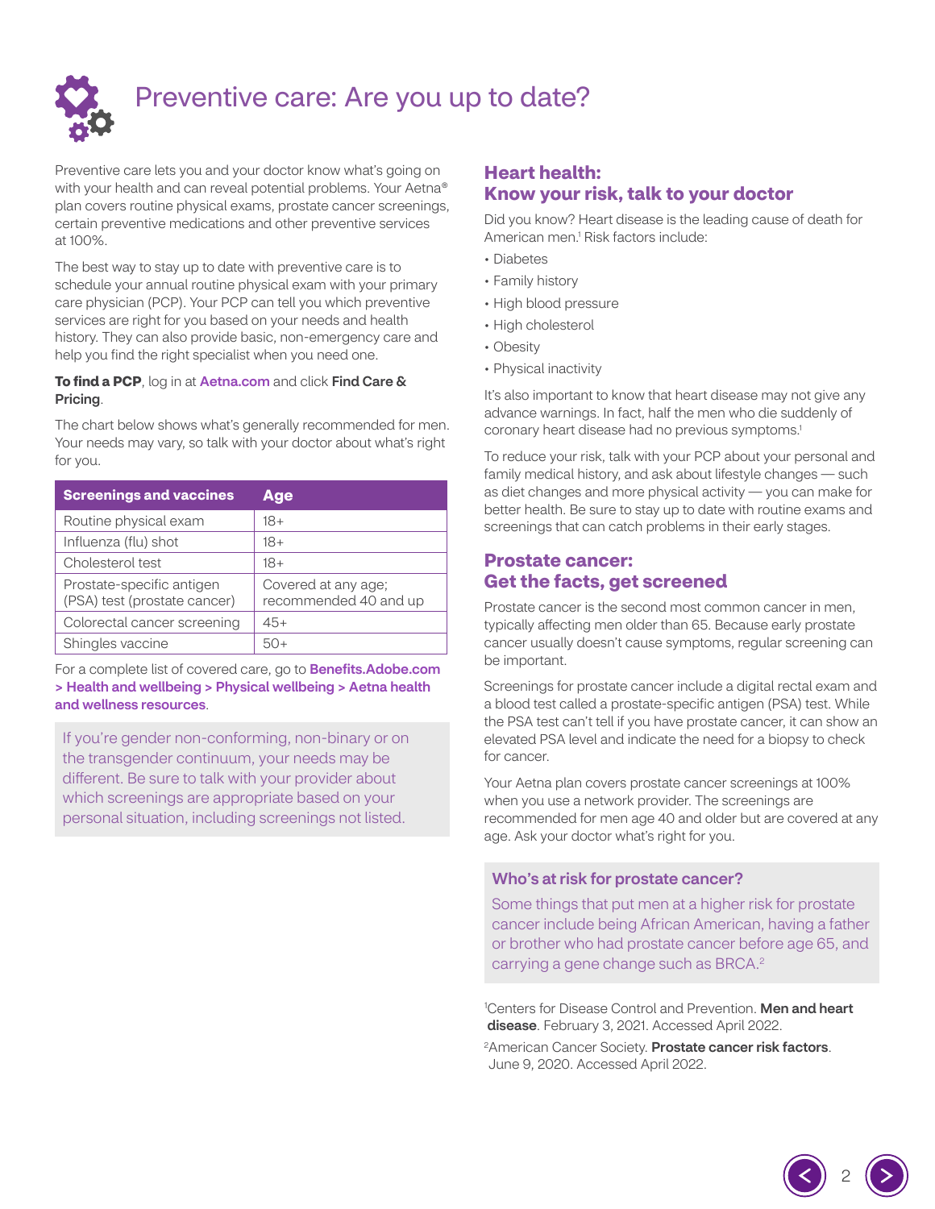# Preventive care: Are you up to date?

Preventive care lets you and your doctor know what's going on with your health and can reveal potential problems. Your Aetna® plan covers routine physical exams, prostate cancer screenings, certain preventive medications and other preventive services at 100%.

The best way to stay up to date with preventive care is to schedule your annual routine physical exam with your primary care physician (PCP). Your PCP can tell you which preventive services are right for you based on your needs and health history. They can also provide basic, non-emergency care and help you find the right specialist when you need one.

**To find a PCP**, log in at **Aetna.com** and click **Find Care & Pricing**.

The chart below shows what's generally recommended for men. Your needs may vary, so talk with your doctor about what's right for you.

| Screenings and vaccines | Age |
| --- | --- |
| Routine physical exam | 18+ |
| Influenza (flu) shot | 18+ |
| Cholesterol test | 18+ |
| Prostate-specific antigen (PSA) test (prostate cancer) | Covered at any age; recommended 40 and up |
| Colorectal cancer screening | 45+ |
| Shingles vaccine | 50+ |

For a complete list of covered care, go to **Benefits.Adobe.com > Health and wellbeing > Physical wellbeing > Aetna health and wellness resources**.

If you're gender non-conforming, non-binary or on the transgender continuum, your needs may be different. Be sure to talk with your provider about which screenings are appropriate based on your personal situation, including screenings not listed.

## Heart health: Know your risk, talk to your doctor

Did you know? Heart disease is the leading cause of death for American men.[1] Risk factors include:

- Diabetes
- Family history
- High blood pressure
- High cholesterol
- Obesity
- Physical inactivity

It's also important to know that heart disease may not give any advance warnings. In fact, half the men who die suddenly of coronary heart disease had no previous symptoms.[1]

To reduce your risk, talk with your PCP about your personal and family medical history, and ask about lifestyle changes — such as diet changes and more physical activity — you can make for better health. Be sure to stay up to date with routine exams and screenings that can catch problems in their early stages.

## Prostate cancer: Get the facts, get screened

Prostate cancer is the second most common cancer in men, typically affecting men older than 65. Because early prostate cancer usually doesn't cause symptoms, regular screening can be important.

Screenings for prostate cancer include a digital rectal exam and a blood test called a prostate-specific antigen (PSA) test. While the PSA test can't tell if you have prostate cancer, it can show an elevated PSA level and indicate the need for a biopsy to check for cancer.

Your Aetna plan covers prostate cancer screenings at 100% when you use a network provider. The screenings are recommended for men age 40 and older but are covered at any age. Ask your doctor what's right for you.

### Who's at risk for prostate cancer?

Some things that put men at a higher risk for prostate cancer include being African American, having a father or brother who had prostate cancer before age 65, and carrying a gene change such as BRCA.[2]

[1]Centers for Disease Control and Prevention. **Men and heart disease**. February 3, 2021. Accessed April 2022.

[2]American Cancer Society. **Prostate cancer risk factors**. June 9, 2020. Accessed April 2022.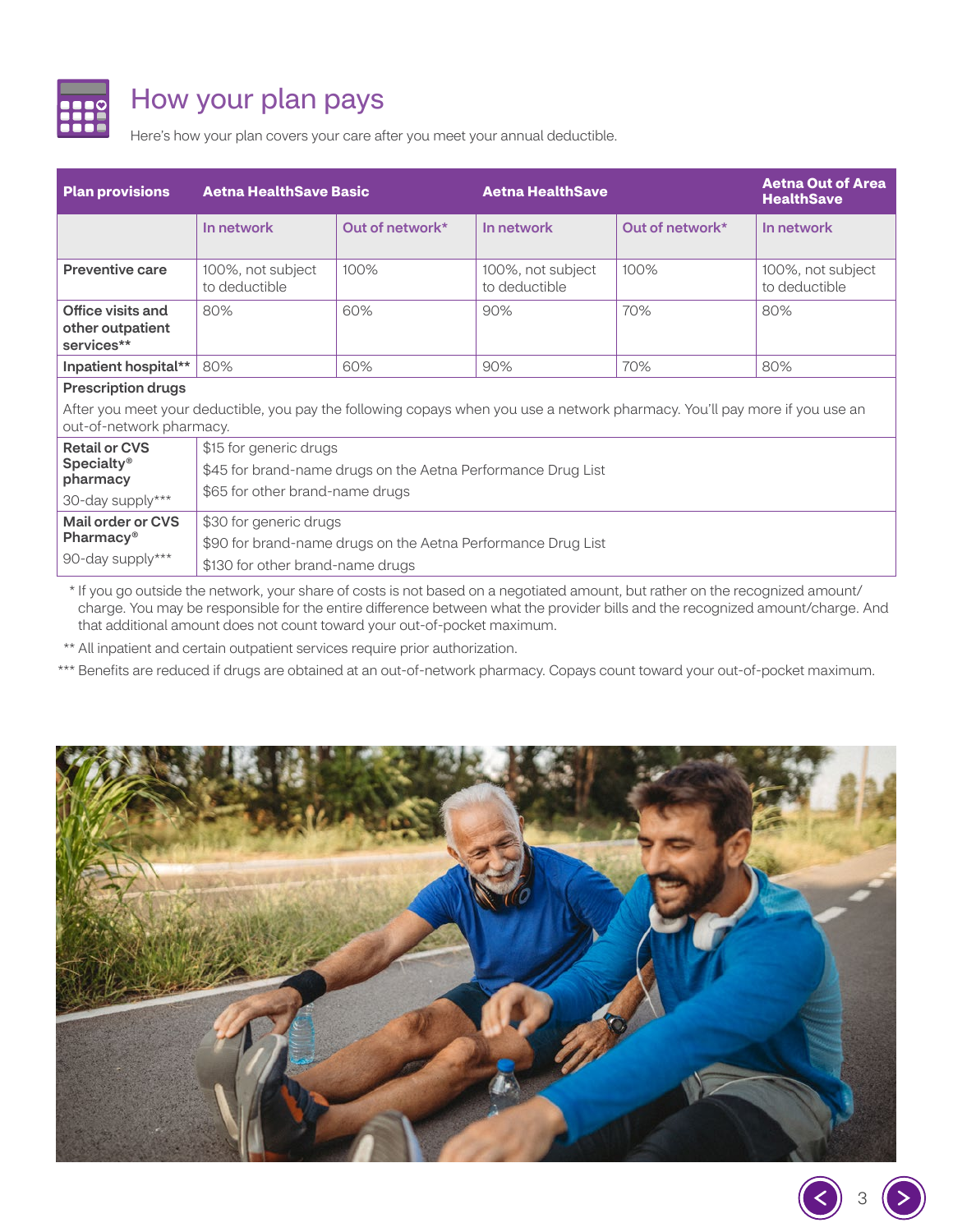# How your plan pays

Here's how your plan covers your care after you meet your annual deductible.

| Plan provisions | Aetna HealthSave Basic | | Aetna HealthSave | | Aetna Out of Area HealthSave |
|---|---|---|---|---|---|
| | In network | Out of network* | In network | Out of network* | In network |
| Preventive care | 100%, not subject to deductible | 100% | 100%, not subject to deductible | 100% | 100%, not subject to deductible |
| Office visits and other outpatient services** | 80% | 60% | 90% | 70% | 80% |
| Inpatient hospital** | 80% | 60% | 90% | 70% | 80% |
| **Prescription drugs** After you meet your deductible, you pay the following copays when you use a network pharmacy. You'll pay more if you use an out-of-network pharmacy. | | | | | |
| **Retail or CVS Specialty® pharmacy** 30-day supply*** | $15 for generic drugs<br>$45 for brand-name drugs on the Aetna Performance Drug List<br>$65 for other brand-name drugs | | | | |
| **Mail order or CVS Pharmacy®** 90-day supply*** | $30 for generic drugs<br>$90 for brand-name drugs on the Aetna Performance Drug List<br>$130 for other brand-name drugs | | | | |

\* If you go outside the network, your share of costs is not based on a negotiated amount, but rather on the recognized amount/charge. You may be responsible for the entire difference between what the provider bills and the recognized amount/charge. And that additional amount does not count toward your out-of-pocket maximum.

** All inpatient and certain outpatient services require prior authorization.

*** Benefits are reduced if drugs are obtained at an out-of-network pharmacy. Copays count toward your out-of-pocket maximum.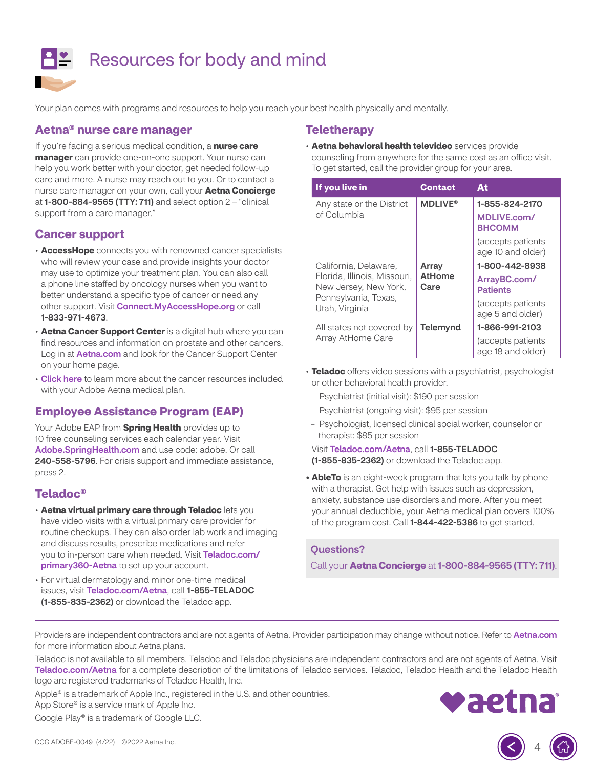// Resources for body and mind

# Resources for body and mind

Your plan comes with programs and resources to help you reach your best health physically and mentally.

## Aetna® nurse care manager

If you're facing a serious medical condition, a **nurse care manager** can provide one-on-one support. Your nurse can help you work better with your doctor, get needed follow-up care and more. A nurse may reach out to you. Or to contact a nurse care manager on your own, call your **Aetna Concierge** at **1-800-884-9565 (TTY: 711)** and select option 2 – "clinical support from a care manager."

## Cancer support

- **AccessHope** connects you with renowned cancer specialists who will review your case and provide insights your doctor may use to optimize your treatment plan. You can also call a phone line staffed by oncology nurses when you want to better understand a specific type of cancer or need any other support. Visit **Connect.MyAccessHope.org** or call **1-833-971-4673**.
- **Aetna Cancer Support Center** is a digital hub where you can find resources and information on prostate and other cancers. Log in at **Aetna.com** and look for the Cancer Support Center on your home page.
- **Click here** to learn more about the cancer resources included with your Adobe Aetna medical plan.

## Employee Assistance Program (EAP)

Your Adobe EAP from **Spring Health** provides up to 10 free counseling services each calendar year. Visit **Adobe.SpringHealth.com** and use code: adobe. Or call **240-558-5796**. For crisis support and immediate assistance, press 2.

## Teladoc®

- **Aetna virtual primary care through Teladoc** lets you have video visits with a virtual primary care provider for routine checkups. They can also order lab work and imaging and discuss results, prescribe medications and refer you to in-person care when needed. Visit **Teladoc.com/primary360-Aetna** to set up your account.
- For virtual dermatology and minor one-time medical issues, visit **Teladoc.com/Aetna**, call **1-855-TELADOC (1-855-835-2362)** or download the Teladoc app.

## Teletherapy

- **Aetna behavioral health televideo** services provide counseling from anywhere for the same cost as an office visit. To get started, call the provider group for your area.

| If you live in | Contact | At |
|---|---|---|
| Any state or the District of Columbia | **MDLIVE®** | **1-855-824-2170** **MDLIVE.com/BHCOMM** (accepts patients age 10 and older) |
| California, Delaware, Florida, Illinois, Missouri, New Jersey, New York, Pennsylvania, Texas, Utah, Virginia | **Array AtHome Care** | **1-800-442-8938** **ArrayBC.com/Patients** (accepts patients age 5 and older) |
| All states not covered by Array AtHome Care | **Telemynd** | **1-866-991-2103** (accepts patients age 18 and older) |

- **Teladoc** offers video sessions with a psychiatrist, psychologist or other behavioral health provider.
  - Psychiatrist (initial visit): $190 per session
  - Psychiatrist (ongoing visit): $95 per session
  - Psychologist, licensed clinical social worker, counselor or therapist: $85 per session

  Visit **Teladoc.com/Aetna**, call **1-855-TELADOC (1-855-835-2362)** or download the Teladoc app.

- **AbleTo** is an eight-week program that lets you talk by phone with a therapist. Get help with issues such as depression, anxiety, substance use disorders and more. After you meet your annual deductible, your Aetna medical plan covers 100% of the program cost. Call **1-844-422-5386** to get started.

**Questions?**

Call your **Aetna Concierge** at **1-800-884-9565 (TTY: 711)**.

---

Providers are independent contractors and are not agents of Aetna. Provider participation may change without notice. Refer to **Aetna.com** for more information about Aetna plans.

Teladoc is not available to all members. Teladoc and Teladoc physicians are independent contractors and are not agents of Aetna. Visit **Teladoc.com/Aetna** for a complete description of the limitations of Teladoc services. Teladoc, Teladoc Health and the Teladoc Health logo are registered trademarks of Teladoc Health, Inc.

Apple® is a trademark of Apple Inc., registered in the U.S. and other countries. App Store® is a service mark of Apple Inc.

Google Play® is a trademark of Google LLC.

aetna®

CCG ADOBE-0049 (4/22) ©2022 Aetna Inc.